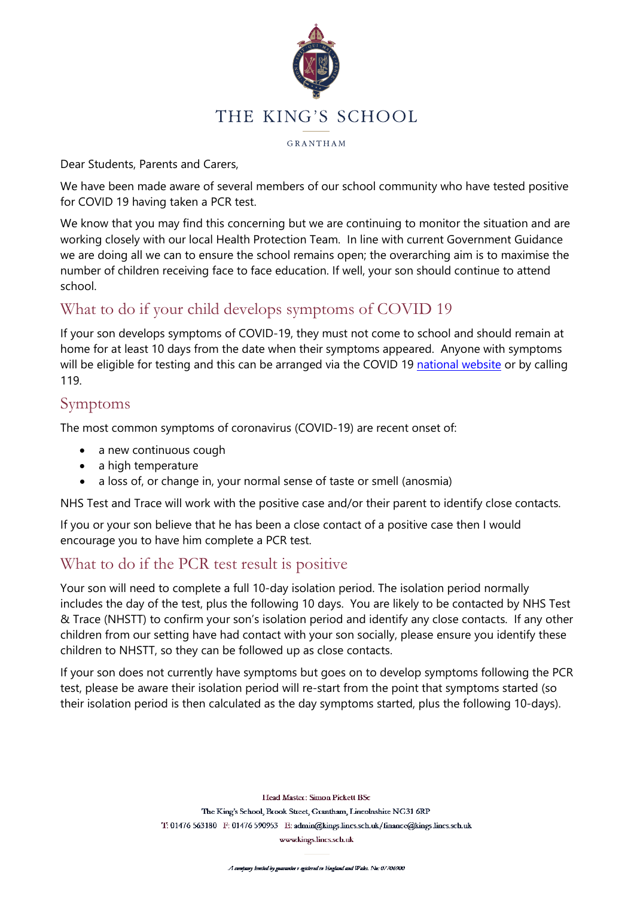# THE KING'S SCHOOL

GRANTHAM

Dear Students, Parents and Carers,

We have been made aware of several members of our school community who have tested positive for COVID 19 having taken a PCR test.

We know that you may find this concerning but we are continuing to monitor the situation and are working closely with our local Health Protection Team. In line with current Government Guidance we are doing all we can to ensure the school remains open; the overarching aim is to maximise the number of children receiving face to face education. If well, your son should continue to attend school.

## What to do if your child develops symptoms of COVID 19

If your son develops symptoms of COVID-19, they must not come to school and should remain at home for at least 10 days from the date when their symptoms appeared. Anyone with symptoms will be eligible for testing and this can be arranged via the COVID 19 national website or by calling 119.

## Symptoms

The most common symptoms of coronavirus (COVID-19) are recent onset of:

- a new continuous cough
- a high temperature
- a loss of, or change in, your normal sense of taste or smell (anosmia)

NHS Test and Trace will work with the positive case and/or their parent to identify close contacts.

If you or your son believe that he has been a close contact of a positive case then I would encourage you to have him complete a PCR test.

## What to do if the PCR test result is positive

Your son will need to complete a full 10-day isolation period. The isolation period normally includes the day of the test, plus the following 10 days. You are likely to be contacted by NHS Test & Trace (NHSTT) to confirm your son's isolation period and identify any close contacts. If any other children from our setting have had contact with your son socially, please ensure you identify these children to NHSTT, so they can be followed up as close contacts.

If your son does not currently have symptoms but goes on to develop symptoms following the PCR test, please be aware their isolation period will re-start from the point that symptoms started (so their isolation period is then calculated as the day symptoms started, plus the following 10-days).

Head Master: Simon Pickett BSc

The King's School, Brook Street, Grantham, Lincolnshire NG31 6RP

T: 01476 563180 F: 01476 590953 E: admin@kings.lincs.sch.uk/finance@kings.lincs.sch.uk

www.kings.lincs.sch.uk

*A company limited by guarantee registered in England and Wales. No: 07706900*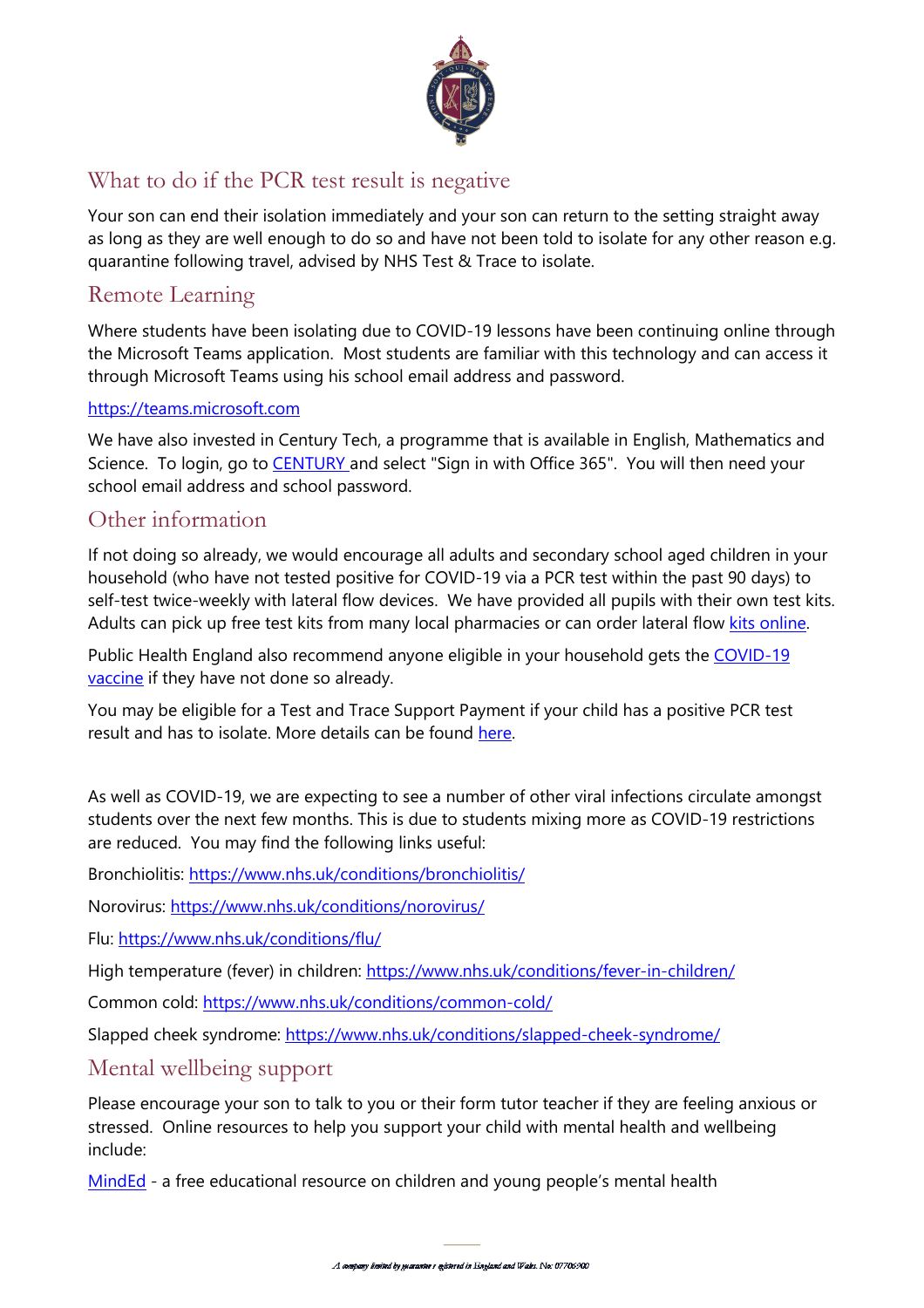## What to do if the PCR test result is negative

Your son can end their isolation immediately and your son can return to the setting straight away as long as they are well enough to do so and have not been told to isolate for any other reason e.g. quarantine following travel, advised by NHS Test & Trace to isolate.

## Remote Learning

Where students have been isolating due to COVID-19 lessons have been continuing online through the Microsoft Teams application. Most students are familiar with this technology and can access it through Microsoft Teams using his school email address and password.

https://teams.microsoft.com

We have also invested in Century Tech, a programme that is available in English, Mathematics and Science. To login, go to CENTURY and select "Sign in with Office 365". You will then need your school email address and school password.

## Other information

If not doing so already, we would encourage all adults and secondary school aged children in your household (who have not tested positive for COVID-19 via a PCR test within the past 90 days) to self-test twice-weekly with lateral flow devices. We have provided all pupils with their own test kits. Adults can pick up free test kits from many local pharmacies or can order lateral flow kits online.

Public Health England also recommend anyone eligible in your household gets the COVID-19 vaccine if they have not done so already.

You may be eligible for a Test and Trace Support Payment if your child has a positive PCR test result and has to isolate. More details can be found here.

As well as COVID-19, we are expecting to see a number of other viral infections circulate amongst students over the next few months. This is due to students mixing more as COVID-19 restrictions are reduced. You may find the following links useful:

Bronchiolitis: https://www.nhs.uk/conditions/bronchiolitis/

Norovirus: https://www.nhs.uk/conditions/norovirus/

Flu: https://www.nhs.uk/conditions/flu/

High temperature (fever) in children: https://www.nhs.uk/conditions/fever-in-children/

Common cold: https://www.nhs.uk/conditions/common-cold/

Slapped cheek syndrome: https://www.nhs.uk/conditions/slapped-cheek-syndrome/

## Mental wellbeing support

Please encourage your son to talk to you or their form tutor teacher if they are feeling anxious or stressed. Online resources to help you support your child with mental health and wellbeing include:

MindEd - a free educational resource on children and young people's mental health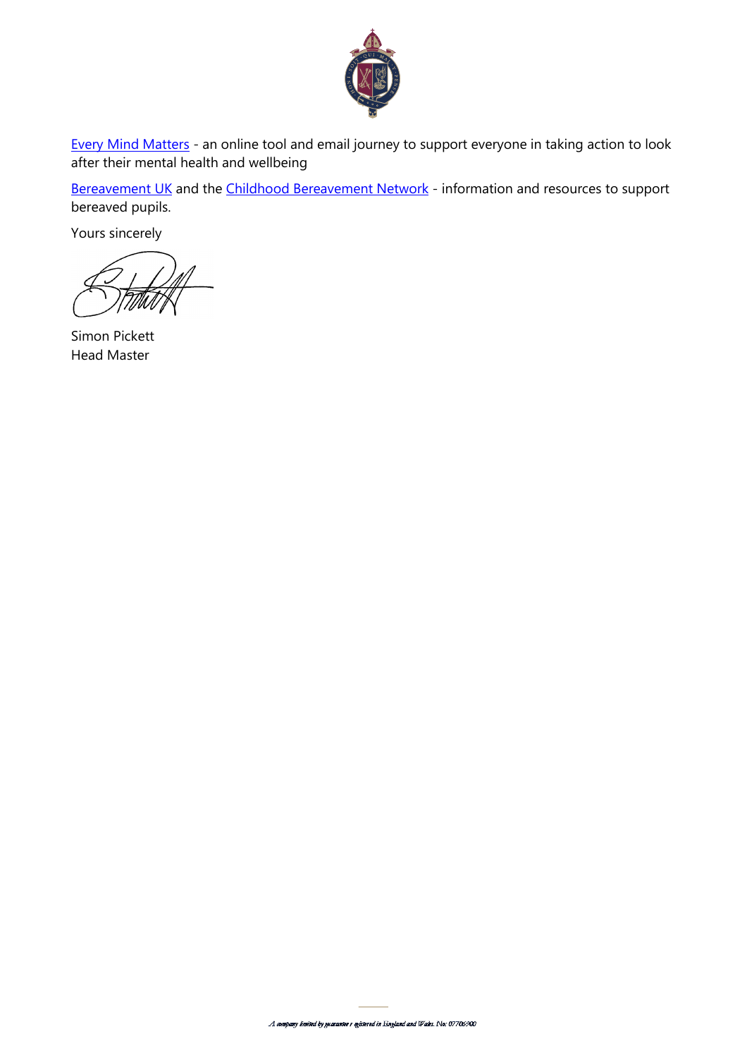Every Mind Matters - an online tool and email journey to support everyone in taking action to look after their mental health and wellbeing

Bereavement UK and the Childhood Bereavement Network - information and resources to support bereaved pupils.

Yours sincerely

Simon Pickett  
Head Master

A company limited by guarantee registered in England and Wales. No: 07706900